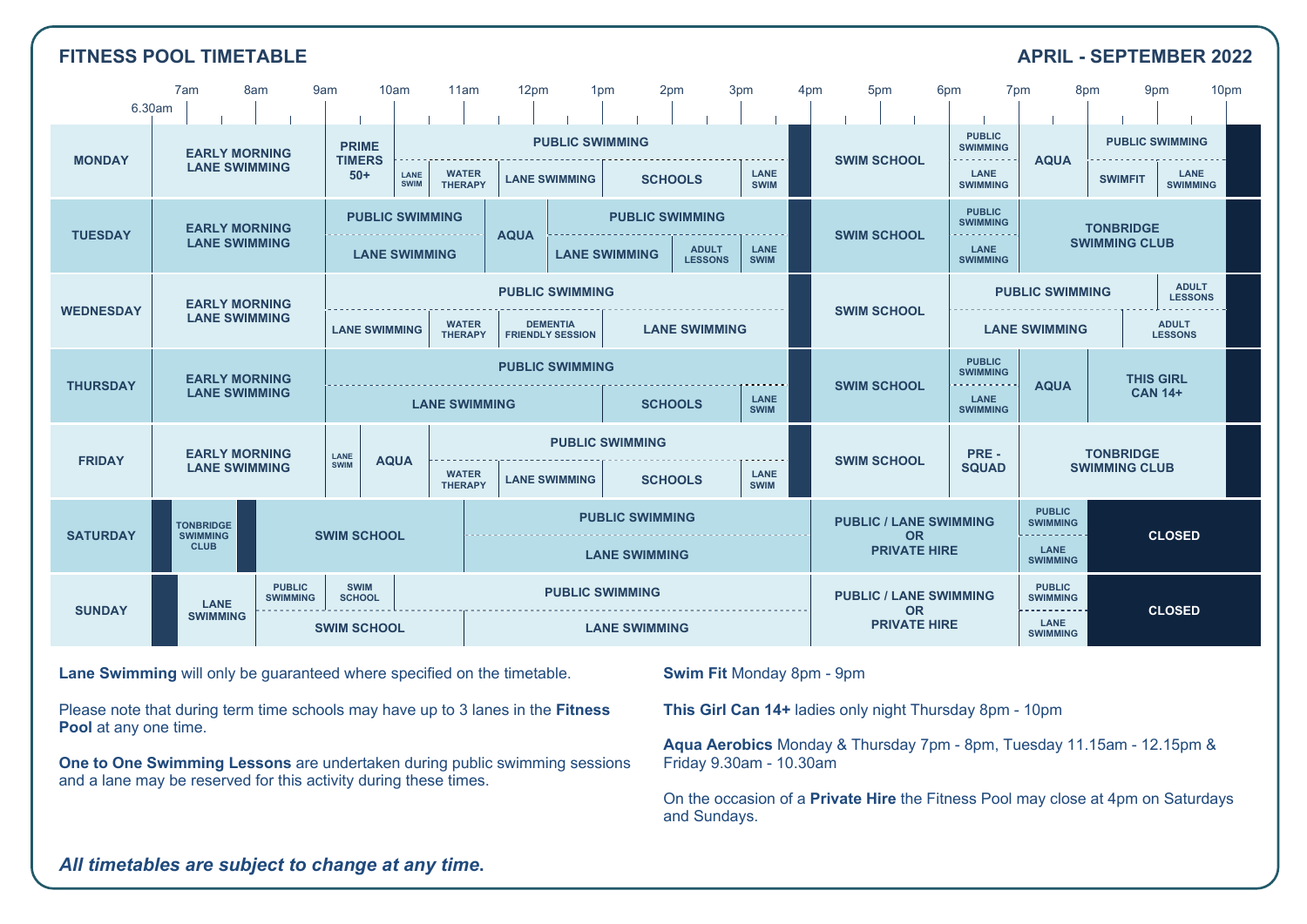# FITNESS POOL TIMETABLE

## APRIL - SEPTEMBER 2022

| Day | Sessions |
|---|---|
| MONDAY | 6.30am–9am: EARLY MORNING LANE SWIMMING; 9am–10am: PRIME TIMERS 50+; 10am–3.40pm: PUBLIC SWIMMING / LANE SWIM (10am–10.30am), WATER THERAPY (10.30am–11.30am), LANE SWIMMING (11.30am–1pm), SCHOOLS (1pm–3pm), LANE SWIM (3pm–3.40pm); 4pm–6pm: SWIM SCHOOL; 6pm–7pm: PUBLIC SWIMMING / LANE SWIMMING; 7pm–8pm: AQUA; 8pm–10pm: PUBLIC SWIMMING / SWIMFIT (8pm–9pm), LANE SWIMMING (9pm–10pm) |
| TUESDAY | 6.30am–9am: EARLY MORNING LANE SWIMMING; 9am–11.15am: PUBLIC SWIMMING / LANE SWIMMING; 11.15am–12.15pm: AQUA; 12.15pm–3.40pm: PUBLIC SWIMMING / LANE SWIMMING (12.15pm–2pm), ADULT LESSONS (2pm–3pm), LANE SWIM (3pm–3.40pm); 4pm–6pm: SWIM SCHOOL; 6pm–7pm: PUBLIC SWIMMING / LANE SWIMMING; 7pm–10pm: TONBRIDGE SWIMMING CLUB |
| WEDNESDAY | 6.30am–9am: EARLY MORNING LANE SWIMMING; 9am–3.40pm: PUBLIC SWIMMING / LANE SWIMMING (9am–10.30am), WATER THERAPY (10.30am–11.30am), DEMENTIA FRIENDLY SESSION (11.30am–1pm), LANE SWIMMING (1pm–3.40pm); 4pm–6pm: SWIM SCHOOL; 6pm–10pm: PUBLIC SWIMMING (6pm–9pm), ADULT LESSONS (9pm–10pm) / LANE SWIMMING (6pm–8.30pm), ADULT LESSONS (8.30pm–10pm) |
| THURSDAY | 6.30am–9am: EARLY MORNING LANE SWIMMING; 9am–3.40pm: PUBLIC SWIMMING / LANE SWIMMING (9am–1pm), SCHOOLS (1pm–3pm), LANE SWIM (3pm–3.40pm); 4pm–6pm: SWIM SCHOOL; 6pm–7pm: PUBLIC SWIMMING / LANE SWIMMING; 7pm–8pm: AQUA; 8pm–10pm: THIS GIRL CAN 14+ |
| FRIDAY | 6.30am–9am: EARLY MORNING LANE SWIMMING; 9am–9.30am: LANE SWIM; 9.30am–10.30am: AQUA; 10.30am–3.40pm: PUBLIC SWIMMING / WATER THERAPY (10.30am–11.30am), LANE SWIMMING (11.30am–1pm), SCHOOLS (1pm–3pm), LANE SWIM (3pm–3.40pm); 4pm–6pm: SWIM SCHOOL; 6pm–7pm: PRE - SQUAD; 7pm–10pm: TONBRIDGE SWIMMING CLUB |
| SATURDAY | 6.30am–7am: (closed); 7am–8am: TONBRIDGE SWIMMING CLUB; 8am–8.30am: (closed); 8.30am–11.30am: SWIM SCHOOL; 11.30am–4pm: PUBLIC SWIMMING / LANE SWIMMING; 4pm–7pm: PUBLIC / LANE SWIMMING OR PRIVATE HIRE; 7pm–8pm: PUBLIC SWIMMING / LANE SWIMMING; 8pm–10pm: CLOSED |
| SUNDAY | 6.30am–7am: (closed); 7am–8.30am: LANE SWIMMING; 8.30am–9am: PUBLIC SWIMMING; 9am–10am: SWIM SCHOOL; 8.30am–11.30am: SWIM SCHOOL; 10am–4pm: PUBLIC SWIMMING; 11.30am–4pm: LANE SWIMMING; 4pm–7pm: PUBLIC / LANE SWIMMING OR PRIVATE HIRE; 7pm–8pm: PUBLIC SWIMMING / LANE SWIMMING; 8pm–10pm: CLOSED |

**Lane Swimming** will only be guaranteed where specified on the timetable.

Please note that during term time schools may have up to 3 lanes in the **Fitness Pool** at any one time.

**One to One Swimming Lessons** are undertaken during public swimming sessions and a lane may be reserved for this activity during these times.

**Swim Fit** Monday 8pm - 9pm

**This Girl Can 14+** ladies only night Thursday 8pm - 10pm

**Aqua Aerobics** Monday & Thursday 7pm - 8pm, Tuesday 11.15am - 12.15pm & Friday 9.30am - 10.30am

On the occasion of a **Private Hire** the Fitness Pool may close at 4pm on Saturdays and Sundays.

***All timetables are subject to change at any time.***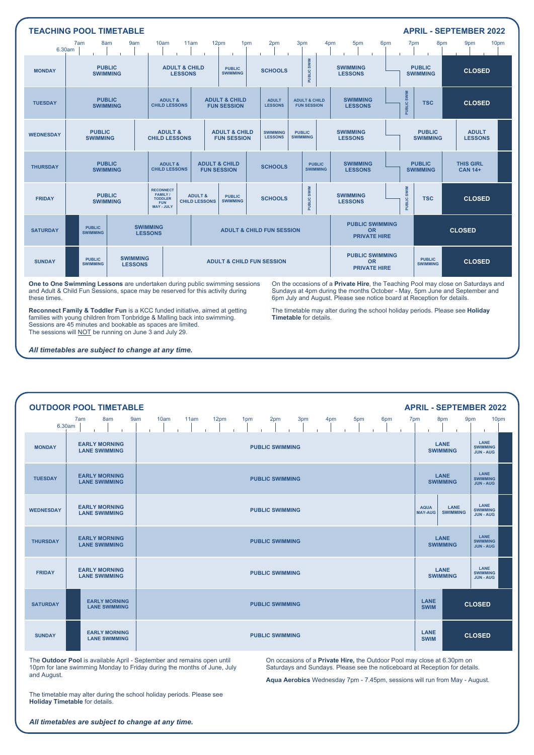## TEACHING POOL TIMETABLE

**APRIL - SEPTEMBER 2022**

| Day | Sessions (6.30am – 10pm) |
|---|---|
| MONDAY | PUBLIC SWIMMING · ADULT & CHILD LESSONS · PUBLIC SWIMMING · SCHOOLS · PUBLIC SWIM · SWIMMING LESSONS · PUBLIC SWIMMING · CLOSED |
| TUESDAY | PUBLIC SWIMMING · ADULT & CHILD LESSONS · ADULT & CHILD FUN SESSION · ADULT LESSONS · ADULT & CHILD FUN SESSION · SWIMMING LESSONS · PUBLIC SWIM · TSC · CLOSED |
| WEDNESDAY | PUBLIC SWIMMING · ADULT & CHILD LESSONS · ADULT & CHILD FUN SESSION · SWIMMING LESSONS · PUBLIC SWIMMING · SWIMMING LESSONS · PUBLIC SWIMMING · ADULT LESSONS |
| THURSDAY | PUBLIC SWIMMING · ADULT & CHILD LESSONS · ADULT & CHILD FUN SESSION · SCHOOLS · PUBLIC SWIMMING · SWIMMING LESSONS · PUBLIC SWIMMING · THIS GIRL CAN 14+ |
| FRIDAY | PUBLIC SWIMMING · RECONNECT FAMILY / TODDLER FUN MAY - JULY · ADULT & CHILD LESSONS · PUBLIC SWIMMING · SCHOOLS · PUBLIC SWIM · SWIMMING LESSONS · PUBLIC SWIM · TSC · CLOSED |
| SATURDAY | PUBLIC SWIMMING · SWIMMING LESSONS · ADULT & CHILD FUN SESSION · PUBLIC SWIMMING OR PRIVATE HIRE · CLOSED |
| SUNDAY | PUBLIC SWIMMING · SWIMMING LESSONS · ADULT & CHILD FUN SESSION · PUBLIC SWIMMING OR PRIVATE HIRE · PUBLIC SWIMMING · CLOSED |

**One to One Swimming Lessons** are undertaken during public swimming sessions and Adult & Child Fun Sessions, space may be reserved for this activity during these times.

**Reconnect Family & Toddler Fun** is a KCC funded initiative, aimed at getting families with young children from Tonbridge & Malling back into swimming. Sessions are 45 minutes and bookable as spaces are limited. The sessions will NOT be running on June 3 and July 29.

On the occasions of a **Private Hire**, the Teaching Pool may close on Saturdays and Sundays at 4pm during the months October - May, 5pm June and September and 6pm July and August. Please see notice board at Reception for details.

The timetable may alter during the school holiday periods. Please see **Holiday Timetable** for details.

***All timetables are subject to change at any time.***

## OUTDOOR POOL TIMETABLE

**APRIL - SEPTEMBER 2022**

| Day | Sessions (6.30am – 10pm) |
|---|---|
| MONDAY | EARLY MORNING LANE SWIMMING · PUBLIC SWIMMING · LANE SWIMMING · LANE SWIMMING JUN - AUG |
| TUESDAY | EARLY MORNING LANE SWIMMING · PUBLIC SWIMMING · LANE SWIMMING · LANE SWIMMING JUN - AUG |
| WEDNESDAY | EARLY MORNING LANE SWIMMING · PUBLIC SWIMMING · AQUA MAY-AUG · LANE SWIMMING · LANE SWIMMING JUN - AUG |
| THURSDAY | EARLY MORNING LANE SWIMMING · PUBLIC SWIMMING · LANE SWIMMING · LANE SWIMMING JUN - AUG |
| FRIDAY | EARLY MORNING LANE SWIMMING · PUBLIC SWIMMING · LANE SWIMMING · LANE SWIMMING JUN - AUG |
| SATURDAY | EARLY MORNING LANE SWIMMING · PUBLIC SWIMMING · LANE SWIM · CLOSED |
| SUNDAY | EARLY MORNING LANE SWIMMING · PUBLIC SWIMMING · LANE SWIM · CLOSED |

The **Outdoor Pool** is available April - September and remains open until 10pm for lane swimming Monday to Friday during the months of June, July and August.

The timetable may alter during the school holiday periods. Please see **Holiday Timetable** for details.

On occasions of a **Private Hire,** the Outdoor Pool may close at 6.30pm on Saturdays and Sundays. Please see the noticeboard at Reception for details.

**Aqua Aerobics** Wednesday 7pm - 7.45pm, sessions will run from May - August.

***All timetables are subject to change at any time.***